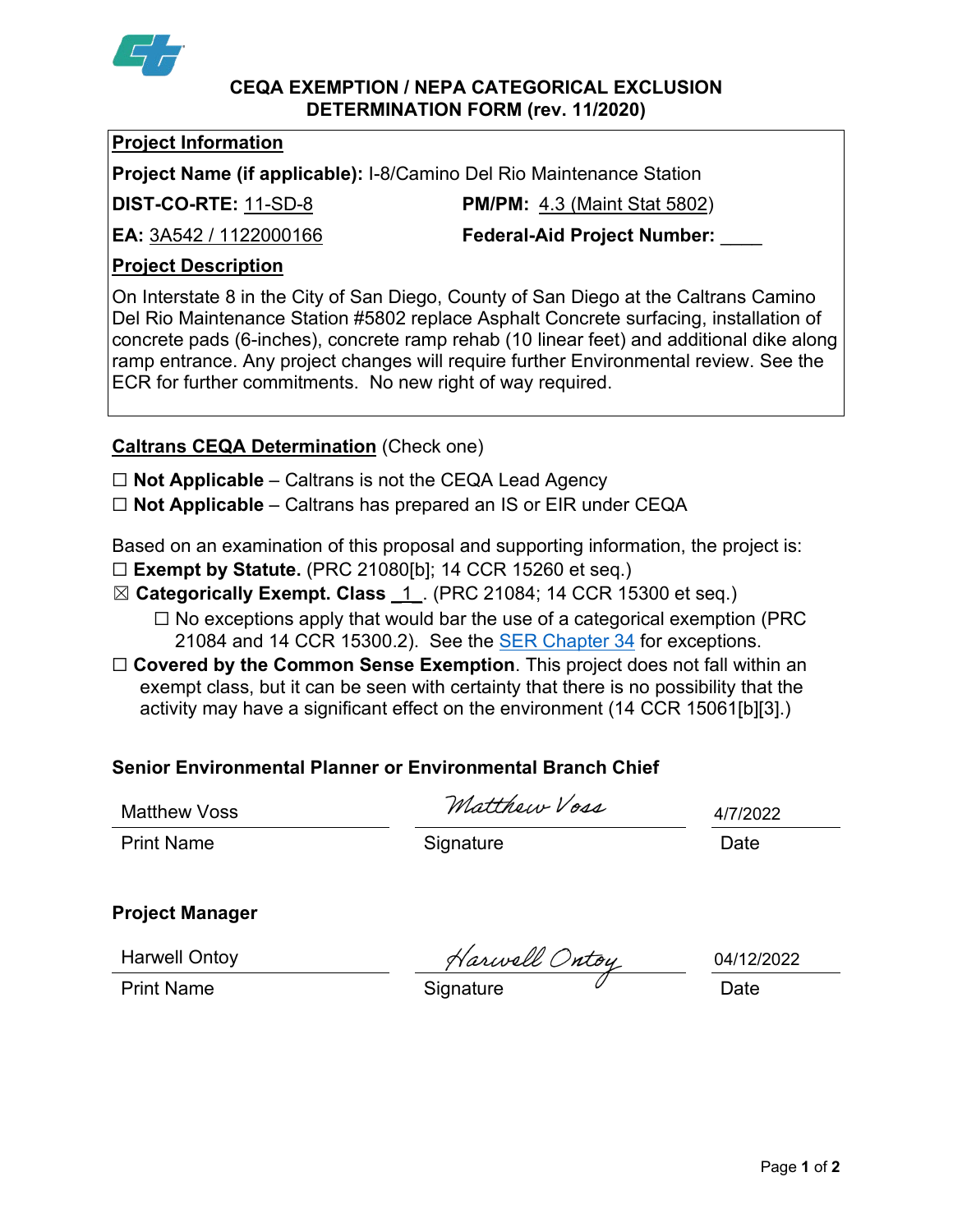# CEQA EXEMPTION / NEPA CATEGORICAL EXCLUSION DETERMINATION FORM (rev. 11/2020)

## Project Information

**Project Name (if applicable):** I-8/Camino Del Rio Maintenance Station

**DIST-CO-RTE:** 11-SD-8 **PM/PM:** 4.3 (Maint Stat 5802)

**EA:** 3A542 / 1122000166 **Federal-Aid Project Number:** ____

## Project Description

On Interstate 8 in the City of San Diego, County of San Diego at the Caltrans Camino Del Rio Maintenance Station #5802 replace Asphalt Concrete surfacing, installation of concrete pads (6-inches), concrete ramp rehab (10 linear feet) and additional dike along ramp entrance. Any project changes will require further Environmental review. See the ECR for further commitments. No new right of way required.

## Caltrans CEQA Determination (Check one)

☐ **Not Applicable** – Caltrans is not the CEQA Lead Agency

☐ **Not Applicable** – Caltrans has prepared an IS or EIR under CEQA

Based on an examination of this proposal and supporting information, the project is:

☐ **Exempt by Statute.** (PRC 21080[b]; 14 CCR 15260 et seq.)

☒ **Categorically Exempt. Class** _1_. (PRC 21084; 14 CCR 15300 et seq.)

☐ No exceptions apply that would bar the use of a categorical exemption (PRC 21084 and 14 CCR 15300.2). See the SER Chapter 34 for exceptions.

☐ **Covered by the Common Sense Exemption**. This project does not fall within an exempt class, but it can be seen with certainty that there is no possibility that the activity may have a significant effect on the environment (14 CCR 15061[b][3].)

### Senior Environmental Planner or Environmental Branch Chief

| Matthew Voss | Matthew Voss | 4/7/2022 |
|---|---|---|
| Print Name | Signature | Date |

### Project Manager

| Harwell Ontoy | Harwell Ontoy | 04/12/2022 |
|---|---|---|
| Print Name | Signature | Date |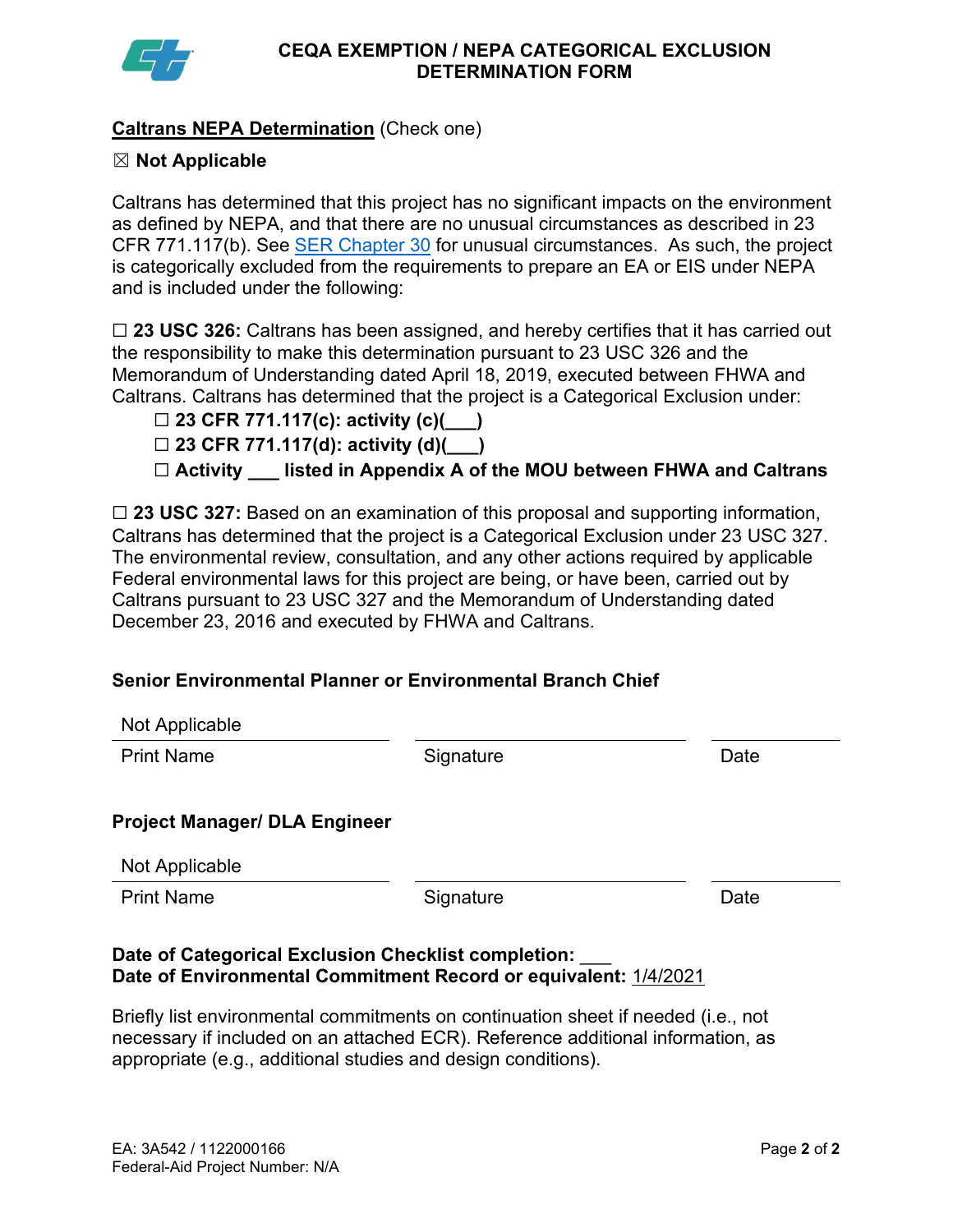# CEQA EXEMPTION / NEPA CATEGORICAL EXCLUSION DETERMINATION FORM

**Caltrans NEPA Determination** (Check one)

☒ **Not Applicable**

Caltrans has determined that this project has no significant impacts on the environment as defined by NEPA, and that there are no unusual circumstances as described in 23 CFR 771.117(b). See SER Chapter 30 for unusual circumstances. As such, the project is categorically excluded from the requirements to prepare an EA or EIS under NEPA and is included under the following:

☐ **23 USC 326:** Caltrans has been assigned, and hereby certifies that it has carried out the responsibility to make this determination pursuant to 23 USC 326 and the Memorandum of Understanding dated April 18, 2019, executed between FHWA and Caltrans. Caltrans has determined that the project is a Categorical Exclusion under:

- ☐ **23 CFR 771.117(c): activity (c)(___)**
- ☐ **23 CFR 771.117(d): activity (d)(___)**
- ☐ **Activity ___ listed in Appendix A of the MOU between FHWA and Caltrans**

☐ **23 USC 327:** Based on an examination of this proposal and supporting information, Caltrans has determined that the project is a Categorical Exclusion under 23 USC 327. The environmental review, consultation, and any other actions required by applicable Federal environmental laws for this project are being, or have been, carried out by Caltrans pursuant to 23 USC 327 and the Memorandum of Understanding dated December 23, 2016 and executed by FHWA and Caltrans.

**Senior Environmental Planner or Environmental Branch Chief**

| | | |
|---|---|---|
| Not Applicable | | |
| Print Name | Signature | Date |

**Project Manager/ DLA Engineer**

| | | |
|---|---|---|
| Not Applicable | | |
| Print Name | Signature | Date |

**Date of Categorical Exclusion Checklist completion:** ___
**Date of Environmental Commitment Record or equivalent:** 1/4/2021

Briefly list environmental commitments on continuation sheet if needed (i.e., not necessary if included on an attached ECR). Reference additional information, as appropriate (e.g., additional studies and design conditions).

EA: 3A542 / 1122000166
Federal-Aid Project Number: N/A